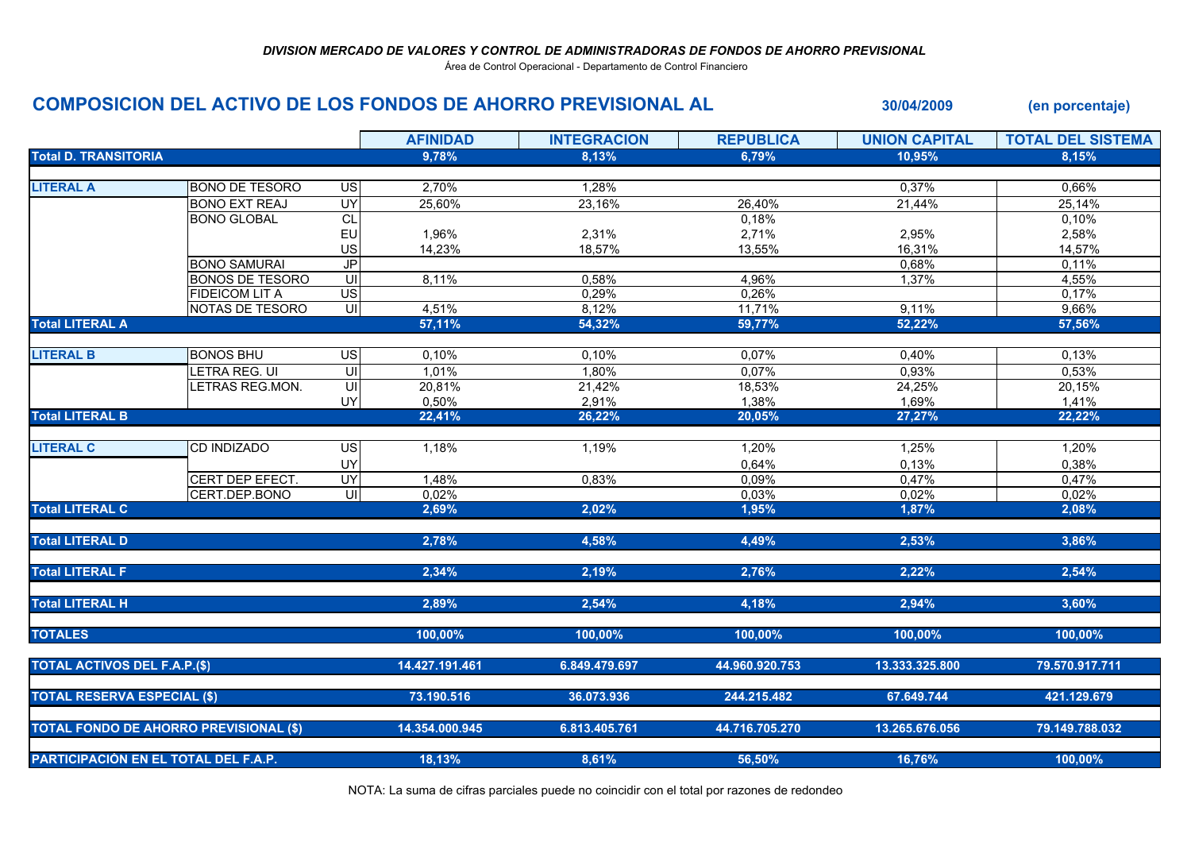*DIVISION MERCADO DE VALORES Y CONTROL DE ADMINISTRADORAS DE FONDOS DE AHORRO PREVISIONAL*

Área de Control Operacional - Departamento de Control Financiero

## COMPOSICION DEL ACTIVO DE LOS FONDOS DE AHORRO PREVISIONAL AL 30/04/2009 (en porcentaje)

| | | | AFINIDAD | INTEGRACION | REPUBLICA | UNION CAPITAL | TOTAL DEL SISTEMA |
|---|---|---|---|---|---|---|---|
| **Total D. TRANSITORIA** | | | **9,78%** | **8,13%** | **6,79%** | **10,95%** | **8,15%** |
| **LITERAL A** | BONO DE TESORO | US | 2,70% | 1,28% | | 0,37% | 0,66% |
| | BONO EXT REAJ | UY | 25,60% | 23,16% | 26,40% | 21,44% | 25,14% |
| | BONO GLOBAL | CL | | | 0,18% | | 0,10% |
| | | EU | 1,96% | 2,31% | 2,71% | 2,95% | 2,58% |
| | | US | 14,23% | 18,57% | 13,55% | 16,31% | 14,57% |
| | BONO SAMURAI | JP | | | | 0,68% | 0,11% |
| | BONOS DE TESORO | UI | 8,11% | 0,58% | 4,96% | 1,37% | 4,55% |
| | FIDEICOM LIT A | US | | 0,29% | 0,26% | | 0,17% |
| | NOTAS DE TESORO | UI | 4,51% | 8,12% | 11,71% | 9,11% | 9,66% |
| **Total LITERAL A** | | | **57,11%** | **54,32%** | **59,77%** | **52,22%** | **57,56%** |
| **LITERAL B** | BONOS BHU | US | 0,10% | 0,10% | 0,07% | 0,40% | 0,13% |
| | LETRA REG. UI | UI | 1,01% | 1,80% | 0,07% | 0,93% | 0,53% |
| | LETRAS REG.MON. | UI | 20,81% | 21,42% | 18,53% | 24,25% | 20,15% |
| | | UY | 0,50% | 2,91% | 1,38% | 1,69% | 1,41% |
| **Total LITERAL B** | | | **22,41%** | **26,22%** | **20,05%** | **27,27%** | **22,22%** |
| **LITERAL C** | CD INDIZADO | US | 1,18% | 1,19% | 1,20% | 1,25% | 1,20% |
| | | UY | | | 0,64% | 0,13% | 0,38% |
| | CERT DEP EFECT. | UY | 1,48% | 0,83% | 0,09% | 0,47% | 0,47% |
| | CERT.DEP.BONO | UI | 0,02% | | 0,03% | 0,02% | 0,02% |
| **Total LITERAL C** | | | **2,69%** | **2,02%** | **1,95%** | **1,87%** | **2,08%** |
| **Total LITERAL D** | | | **2,78%** | **4,58%** | **4,49%** | **2,53%** | **3,86%** |
| **Total LITERAL F** | | | **2,34%** | **2,19%** | **2,76%** | **2,22%** | **2,54%** |
| **Total LITERAL H** | | | **2,89%** | **2,54%** | **4,18%** | **2,94%** | **3,60%** |
| **TOTALES** | | | **100,00%** | **100,00%** | **100,00%** | **100,00%** | **100,00%** |
| **TOTAL ACTIVOS DEL F.A.P.($)** | | | **14.427.191.461** | **6.849.479.697** | **44.960.920.753** | **13.333.325.800** | **79.570.917.711** |
| **TOTAL RESERVA ESPECIAL ($)** | | | **73.190.516** | **36.073.936** | **244.215.482** | **67.649.744** | **421.129.679** |
| **TOTAL FONDO DE AHORRO PREVISIONAL ($)** | | | **14.354.000.945** | **6.813.405.761** | **44.716.705.270** | **13.265.676.056** | **79.149.788.032** |
| **PARTICIPACIÒN EN EL TOTAL DEL F.A.P.** | | | **18,13%** | **8,61%** | **56,50%** | **16,76%** | **100,00%** |

NOTA: La suma de cifras parciales puede no coincidir con el total por razones de redondeo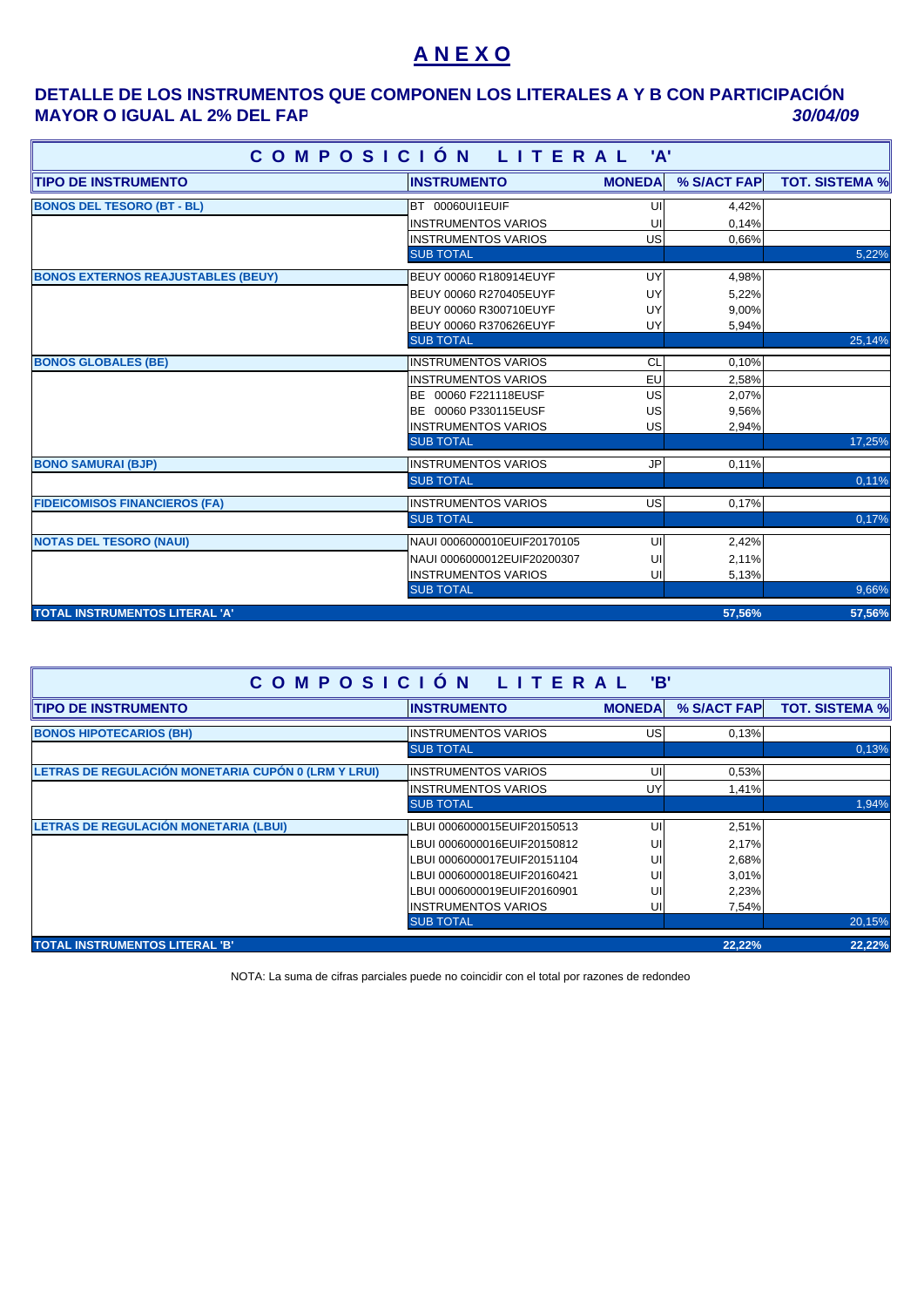# A N E X O

## DETALLE DE LOS INSTRUMENTOS QUE COMPONEN LOS LITERALES A Y B CON PARTICIPACIÓN MAYOR O IGUAL AL 2% DEL FAP

*30/04/09*

### COMPOSICIÓN LITERAL 'A'

| TIPO DE INSTRUMENTO | INSTRUMENTO | MONEDA | % S/ACT FAP | TOT. SISTEMA % |
|---|---|---|---|---|
| BONOS DEL TESORO (BT - BL) | BT 00060UI1EUIF | UI | 4,42% | |
| | INSTRUMENTOS VARIOS | UI | 0,14% | |
| | INSTRUMENTOS VARIOS | US | 0,66% | |
| | SUB TOTAL | | | 5,22% |
| BONOS EXTERNOS REAJUSTABLES (BEUY) | BEUY 00060 R180914EUYF | UY | 4,98% | |
| | BEUY 00060 R270405EUYF | UY | 5,22% | |
| | BEUY 00060 R300710EUYF | UY | 9,00% | |
| | BEUY 00060 R370626EUYF | UY | 5,94% | |
| | SUB TOTAL | | | 25,14% |
| BONOS GLOBALES (BE) | INSTRUMENTOS VARIOS | CL | 0,10% | |
| | INSTRUMENTOS VARIOS | EU | 2,58% | |
| | BE 00060 F221118EUSF | US | 2,07% | |
| | BE 00060 P330115EUSF | US | 9,56% | |
| | INSTRUMENTOS VARIOS | US | 2,94% | |
| | SUB TOTAL | | | 17,25% |
| BONO SAMURAI (BJP) | INSTRUMENTOS VARIOS | JP | 0,11% | |
| | SUB TOTAL | | | 0,11% |
| FIDEICOMISOS FINANCIEROS (FA) | INSTRUMENTOS VARIOS | US | 0,17% | |
| | SUB TOTAL | | | 0,17% |
| NOTAS DEL TESORO (NAUI) | NAUI 0006000010EUIF20170105 | UI | 2,42% | |
| | NAUI 0006000012EUIF20200307 | UI | 2,11% | |
| | INSTRUMENTOS VARIOS | UI | 5,13% | |
| | SUB TOTAL | | | 9,66% |
| **TOTAL INSTRUMENTOS LITERAL 'A'** | | | **57,56%** | **57,56%** |

### COMPOSICIÓN LITERAL 'B'

| TIPO DE INSTRUMENTO | INSTRUMENTO | MONEDA | % S/ACT FAP | TOT. SISTEMA % |
|---|---|---|---|---|
| BONOS HIPOTECARIOS (BH) | INSTRUMENTOS VARIOS | US | 0,13% | |
| | SUB TOTAL | | | 0,13% |
| LETRAS DE REGULACIÓN MONETARIA CUPÓN 0 (LRM Y LRUI) | INSTRUMENTOS VARIOS | UI | 0,53% | |
| | INSTRUMENTOS VARIOS | UY | 1,41% | |
| | SUB TOTAL | | | 1,94% |
| LETRAS DE REGULACIÓN MONETARIA (LBUI) | LBUI 0006000015EUIF20150513 | UI | 2,51% | |
| | LBUI 0006000016EUIF20150812 | UI | 2,17% | |
| | LBUI 0006000017EUIF20151104 | UI | 2,68% | |
| | LBUI 0006000018EUIF20160421 | UI | 3,01% | |
| | LBUI 0006000019EUIF20160901 | UI | 2,23% | |
| | INSTRUMENTOS VARIOS | UI | 7,54% | |
| | SUB TOTAL | | | 20,15% |
| **TOTAL INSTRUMENTOS LITERAL 'B'** | | | **22,22%** | **22,22%** |

NOTA: La suma de cifras parciales puede no coincidir con el total por razones de redondeo